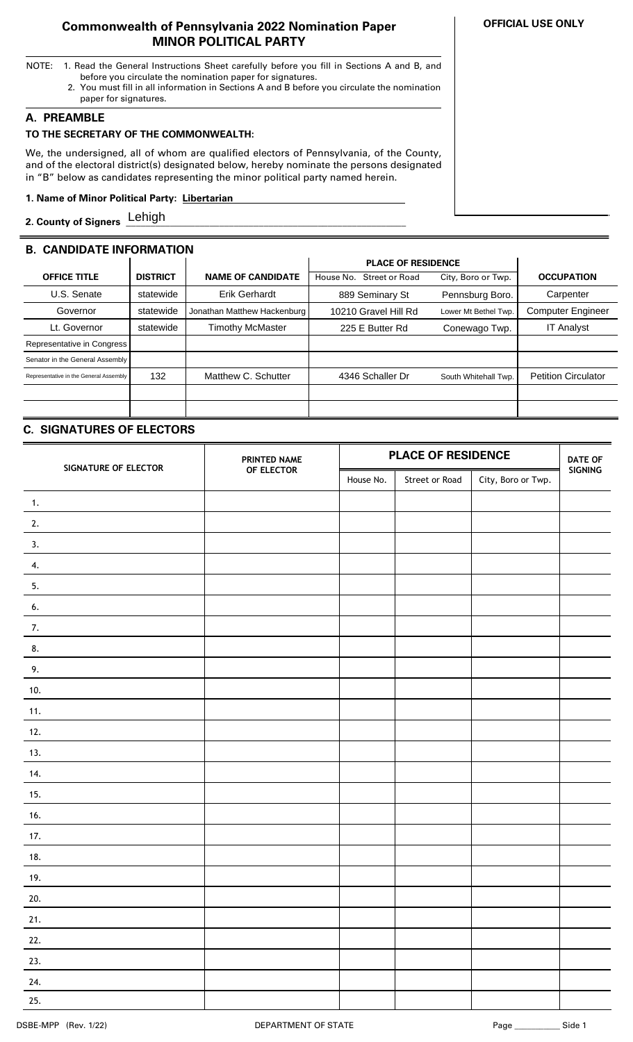# Commonwealth of Pennsylvania 2022 Nomination Paper
## MINOR POLITICAL PARTY

**OFFICIAL USE ONLY**

NOTE: 1. Read the General Instructions Sheet carefully before you fill in Sections A and B, and before you circulate the nomination paper for signatures.
2. You must fill in all information in Sections A and B before you circulate the nomination paper for signatures.

## A. PREAMBLE

**TO THE SECRETARY OF THE COMMONWEALTH:**

We, the undersigned, all of whom are qualified electors of Pennsylvania, of the County, and of the electoral district(s) designated below, hereby nominate the persons designated in "B" below as candidates representing the minor political party named herein.

**1. Name of Minor Political Party:** Libertarian

**2. County of Signers** Lehigh

## B. CANDIDATE INFORMATION

| OFFICE TITLE | DISTRICT | NAME OF CANDIDATE | PLACE OF RESIDENCE House No. Street or Road | PLACE OF RESIDENCE City, Boro or Twp. | OCCUPATION |
|---|---|---|---|---|---|
| U.S. Senate | statewide | Erik Gerhardt | 889 Seminary St | Pennsburg Boro. | Carpenter |
| Governor | statewide | Jonathan Matthew Hackenburg | 10210 Gravel Hill Rd | Lower Mt Bethel Twp. | Computer Engineer |
| Lt. Governor | statewide | Timothy McMaster | 225 E Butter Rd | Conewago Twp. | IT Analyst |
| Representative in Congress | | | | | |
| Senator in the General Assembly | | | | | |
| Representative in the General Assembly | 132 | Matthew C. Schutter | 4346 Schaller Dr | South Whitehall Twp. | Petition Circulator |
| | | | | | |
| | | | | | |

## C. SIGNATURES OF ELECTORS

| SIGNATURE OF ELECTOR | PRINTED NAME OF ELECTOR | PLACE OF RESIDENCE | | | DATE OF SIGNING |
|---|---|---|---|---|---|
| | | House No. | Street or Road | City, Boro or Twp. | |
| 1. | | | | | |
| 2. | | | | | |
| 3. | | | | | |
| 4. | | | | | |
| 5. | | | | | |
| 6. | | | | | |
| 7. | | | | | |
| 8. | | | | | |
| 9. | | | | | |
| 10. | | | | | |
| 11. | | | | | |
| 12. | | | | | |
| 13. | | | | | |
| 14. | | | | | |
| 15. | | | | | |
| 16. | | | | | |
| 17. | | | | | |
| 18. | | | | | |
| 19. | | | | | |
| 20. | | | | | |
| 21. | | | | | |
| 22. | | | | | |
| 23. | | | | | |
| 24. | | | | | |
| 25. | | | | | |

DSBE-MPP (Rev. 1/22) DEPARTMENT OF STATE Page ________ Side 1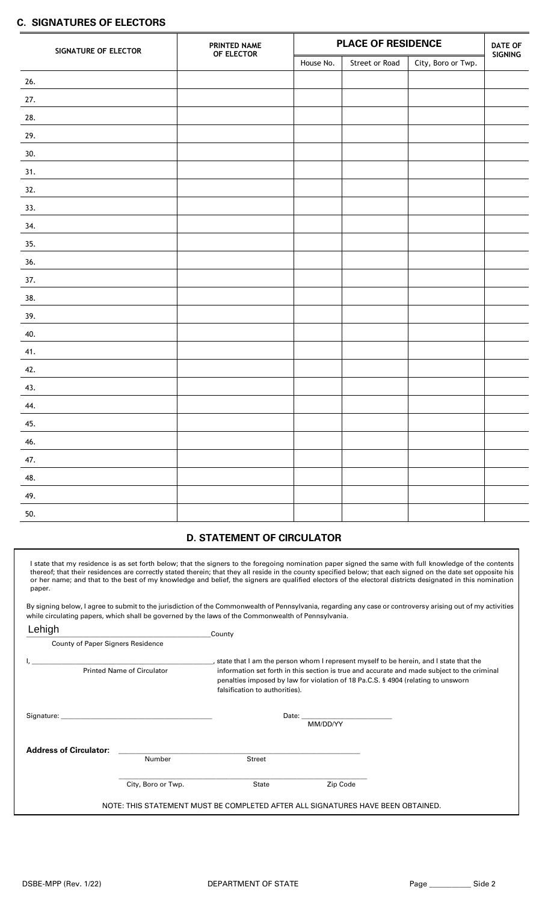## C. SIGNATURES OF ELECTORS

| SIGNATURE OF ELECTOR | PRINTED NAME OF ELECTOR | PLACE OF RESIDENCE | | | DATE OF SIGNING |
|---|---|---|---|---|---|
| | | House No. | Street or Road | City, Boro or Twp. | |
| 26. | | | | | |
| 27. | | | | | |
| 28. | | | | | |
| 29. | | | | | |
| 30. | | | | | |
| 31. | | | | | |
| 32. | | | | | |
| 33. | | | | | |
| 34. | | | | | |
| 35. | | | | | |
| 36. | | | | | |
| 37. | | | | | |
| 38. | | | | | |
| 39. | | | | | |
| 40. | | | | | |
| 41. | | | | | |
| 42. | | | | | |
| 43. | | | | | |
| 44. | | | | | |
| 45. | | | | | |
| 46. | | | | | |
| 47. | | | | | |
| 48. | | | | | |
| 49. | | | | | |
| 50. | | | | | |

## D. STATEMENT OF CIRCULATOR

I state that my residence is as set forth below; that the signers to the foregoing nomination paper signed the same with full knowledge of the contents thereof; that their residences are correctly stated therein; that they all reside in the county specified below; that each signed on the date set opposite his or her name; and that to the best of my knowledge and belief, the signers are qualified electors of the electoral districts designated in this nomination paper.

By signing below, I agree to submit to the jurisdiction of the Commonwealth of Pennsylvania, regarding any case or controversy arising out of my activities while circulating papers, which shall be governed by the laws of the Commonwealth of Pennsylvania.

Lehigh ______________________ County
County of Paper Signers Residence

I, ______________________, state that I am the person whom I represent myself to be herein, and I state that the information set forth in this section is true and accurate and made subject to the criminal penalties imposed by law for violation of 18 Pa.C.S. § 4904 (relating to unsworn falsification to authorities).
Printed Name of Circulator

Signature: ______________________ Date: ______________________
MM/DD/YY

**Address of Circulator:** ______________________
Number Street

______________________
City, Boro or Twp. State Zip Code

NOTE: THIS STATEMENT MUST BE COMPLETED AFTER ALL SIGNATURES HAVE BEEN OBTAINED.

DSBE-MPP (Rev. 1/22) DEPARTMENT OF STATE Page __________ Side 2